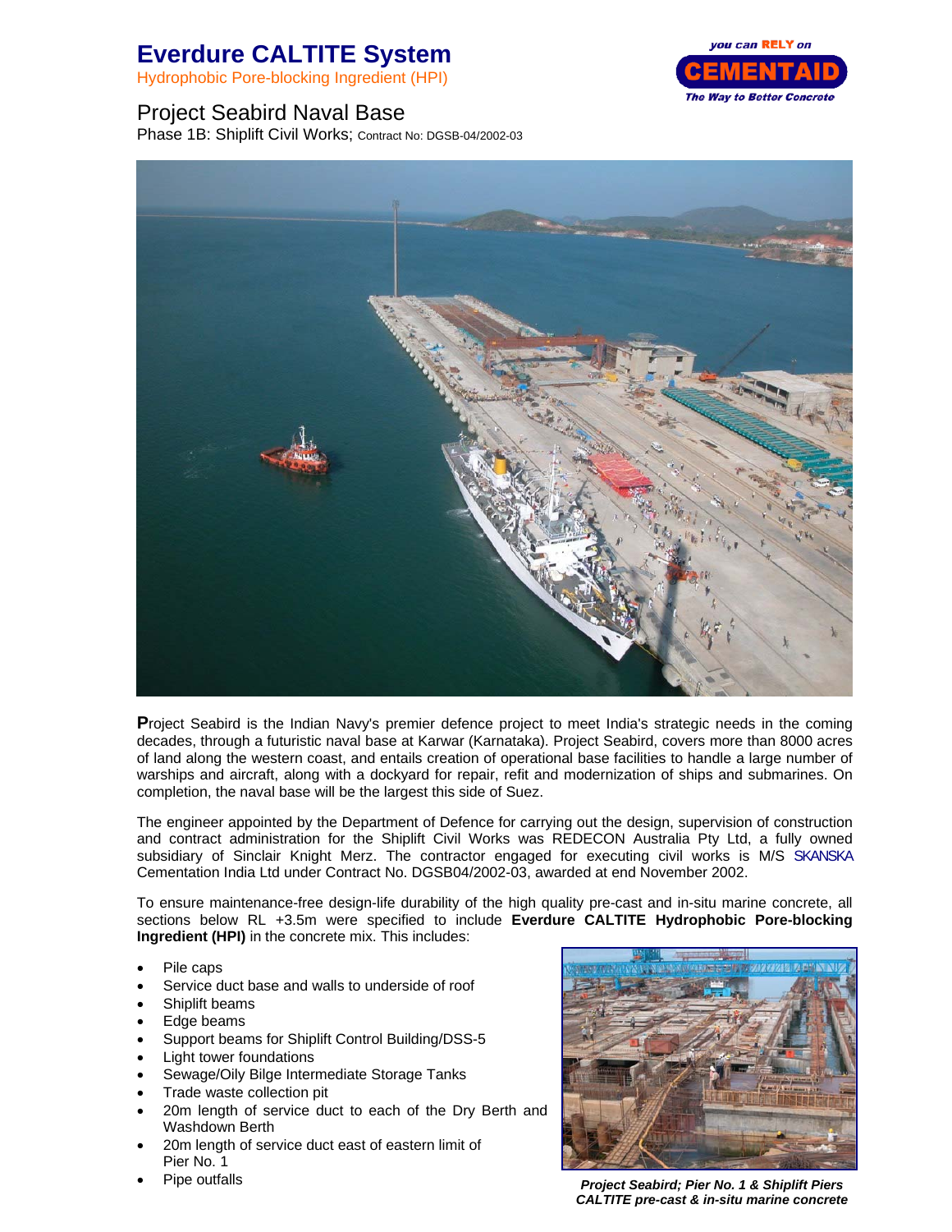# Everdure CALTITE System

Hydrophobic Pore-blocking Ingredient (HPI)

you can RELY on CEMENTAID The Way to Better Concrete

## Project Seabird Naval Base

Phase 1B: Shiplift Civil Works; Contract No: DGSB-04/2002-03

**P**roject Seabird is the Indian Navy's premier defence project to meet India's strategic needs in the coming decades, through a futuristic naval base at Karwar (Karnataka). Project Seabird, covers more than 8000 acres of land along the western coast, and entails creation of operational base facilities to handle a large number of warships and aircraft, along with a dockyard for repair, refit and modernization of ships and submarines. On completion, the naval base will be the largest this side of Suez.

The engineer appointed by the Department of Defence for carrying out the design, supervision of construction and contract administration for the Shiplift Civil Works was REDECON Australia Pty Ltd, a fully owned subsidiary of Sinclair Knight Merz. The contractor engaged for executing civil works is M/S SKANSKA Cementation India Ltd under Contract No. DGSB04/2002-03, awarded at end November 2002.

To ensure maintenance-free design-life durability of the high quality pre-cast and in-situ marine concrete, all sections below RL +3.5m were specified to include **Everdure CALTITE Hydrophobic Pore-blocking Ingredient (HPI)** in the concrete mix. This includes:

- Pile caps
- Service duct base and walls to underside of roof
- Shiplift beams
- Edge beams
- Support beams for Shiplift Control Building/DSS-5
- Light tower foundations
- Sewage/Oily Bilge Intermediate Storage Tanks
- Trade waste collection pit
- 20m length of service duct to each of the Dry Berth and Washdown Berth
- 20m length of service duct east of eastern limit of Pier No. 1
- Pipe outfalls

***Project Seabird; Pier No. 1 & Shiplift Piers CALTITE pre-cast & in-situ marine concrete***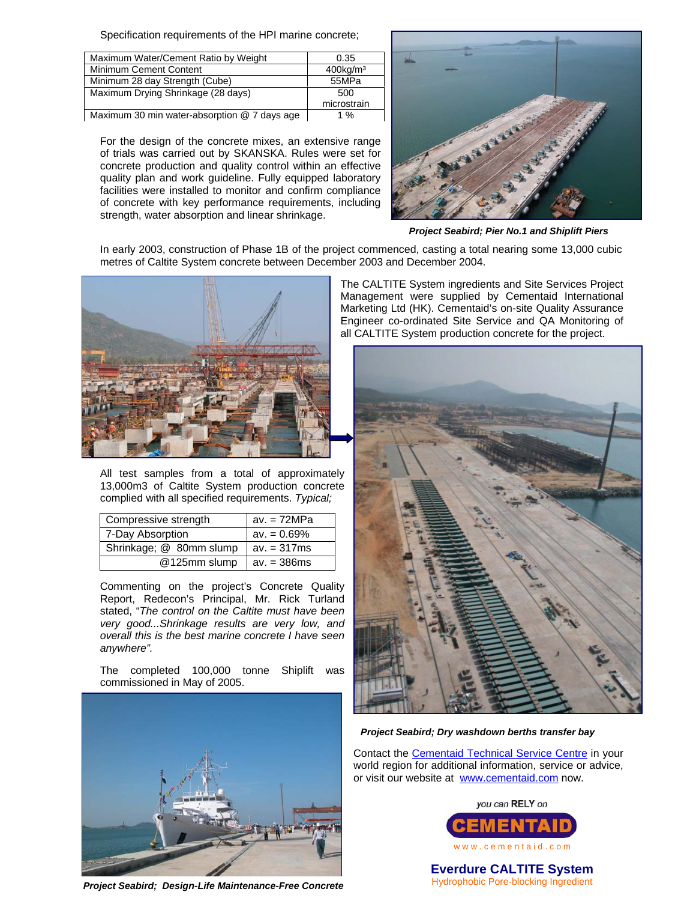Specification requirements of the HPI marine concrete;

| | |
|---|---|
| Maximum Water/Cement Ratio by Weight | 0.35 |
| Minimum Cement Content | 400kg/m³ |
| Minimum 28 day Strength (Cube) | 55MPa |
| Maximum Drying Shrinkage (28 days) | 500 microstrain |
| Maximum 30 min water-absorption @ 7 days age | 1 % |

For the design of the concrete mixes, an extensive range of trials was carried out by SKANSKA. Rules were set for concrete production and quality control within an effective quality plan and work guideline. Fully equipped laboratory facilities were installed to monitor and confirm compliance of concrete with key performance requirements, including strength, water absorption and linear shrinkage.

***Project Seabird; Pier No.1 and Shiplift Piers***

In early 2003, construction of Phase 1B of the project commenced, casting a total nearing some 13,000 cubic metres of Caltite System concrete between December 2003 and December 2004.

The CALTITE System ingredients and Site Services Project Management were supplied by Cementaid International Marketing Ltd (HK). Cementaid's on-site Quality Assurance Engineer co-ordinated Site Service and QA Monitoring of all CALTITE System production concrete for the project.

All test samples from a total of approximately 13,000m3 of Caltite System production concrete complied with all specified requirements. *Typical;*

| | |
|---|---|
| Compressive strength | av. = 72MPa |
| 7-Day Absorption | av. = 0.69% |
| Shrinkage; @ 80mm slump | av. = 317ms |
| @125mm slump | av. = 386ms |

Commenting on the project's Concrete Quality Report, Redecon's Principal, Mr. Rick Turland stated, "*The control on the Caltite must have been very good...Shrinkage results are very low, and overall this is the best marine concrete I have seen anywhere".*

The completed 100,000 tonne Shiplift was commissioned in May of 2005.

***Project Seabird; Dry washdown berths transfer bay***

***Project Seabird; Design-Life Maintenance-Free Concrete***

Contact the Cementaid Technical Service Centre in your world region for additional information, service or advice, or visit our website at www.cementaid.com now.

you can RELY on

CEMENTAID

www.cementaid.com

**Everdure CALTITE System**

Hydrophobic Pore-blocking Ingredient